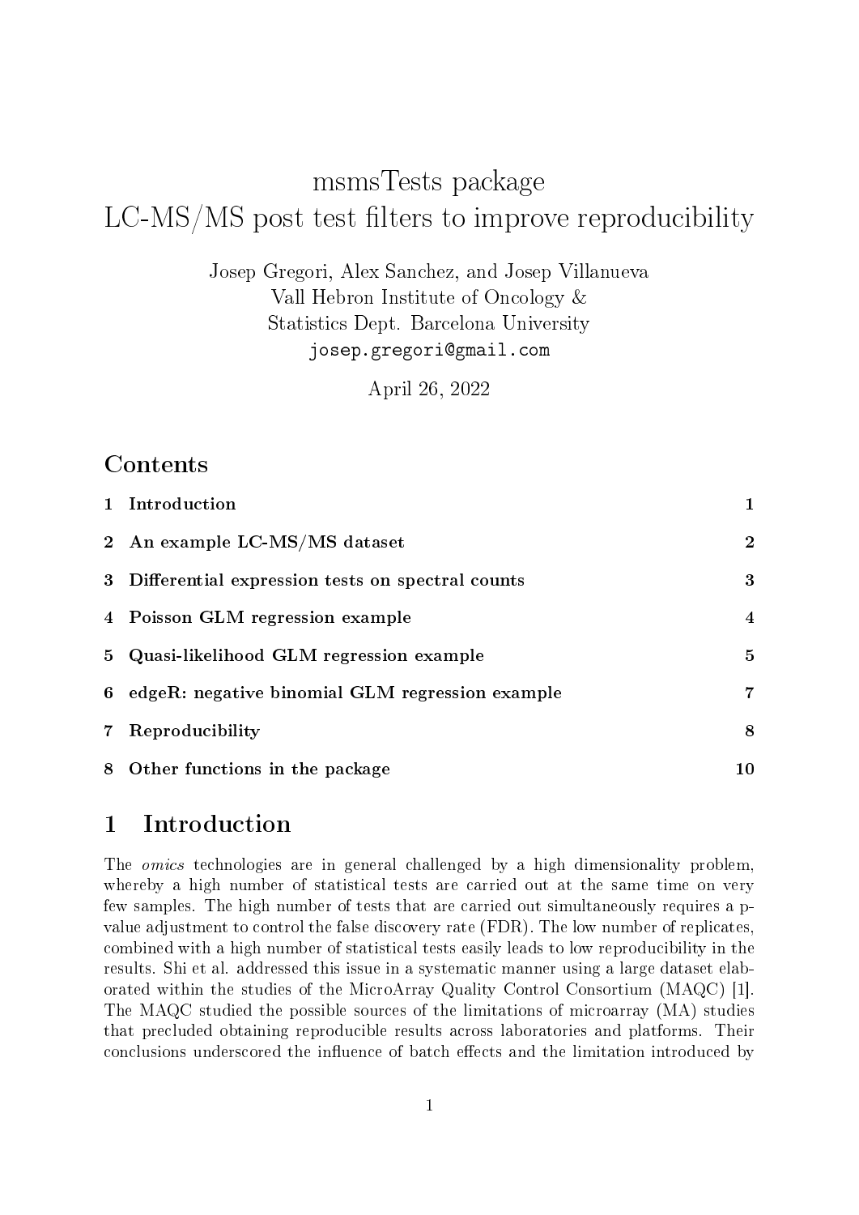# msmsTests package
# LC-MS/MS post test filters to improve reproducibility

Josep Gregori, Alex Sanchez, and Josep Villanueva
Vall Hebron Institute of Oncology &
Statistics Dept. Barcelona University
josep.gregori@gmail.com

April 26, 2022

## Contents

| | | |
|---|---|---|
| 1 | Introduction | 1 |
| 2 | An example LC-MS/MS dataset | 2 |
| 3 | Differential expression tests on spectral counts | 3 |
| 4 | Poisson GLM regression example | 4 |
| 5 | Quasi-likelihood GLM regression example | 5 |
| 6 | edgeR: negative binomial GLM regression example | 7 |
| 7 | Reproducibility | 8 |
| 8 | Other functions in the package | 10 |

## 1 Introduction

The *omics* technologies are in general challenged by a high dimensionality problem, whereby a high number of statistical tests are carried out at the same time on very few samples. The high number of tests that are carried out simultaneously requires a p-value adjustment to control the false discovery rate (FDR). The low number of replicates, combined with a high number of statistical tests easily leads to low reproducibility in the results. Shi et al. addressed this issue in a systematic manner using a large dataset elaborated within the studies of the MicroArray Quality Control Consortium (MAQC) [1]. The MAQC studied the possible sources of the limitations of microarray (MA) studies that precluded obtaining reproducible results across laboratories and platforms. Their conclusions underscored the influence of batch effects and the limitation introduced by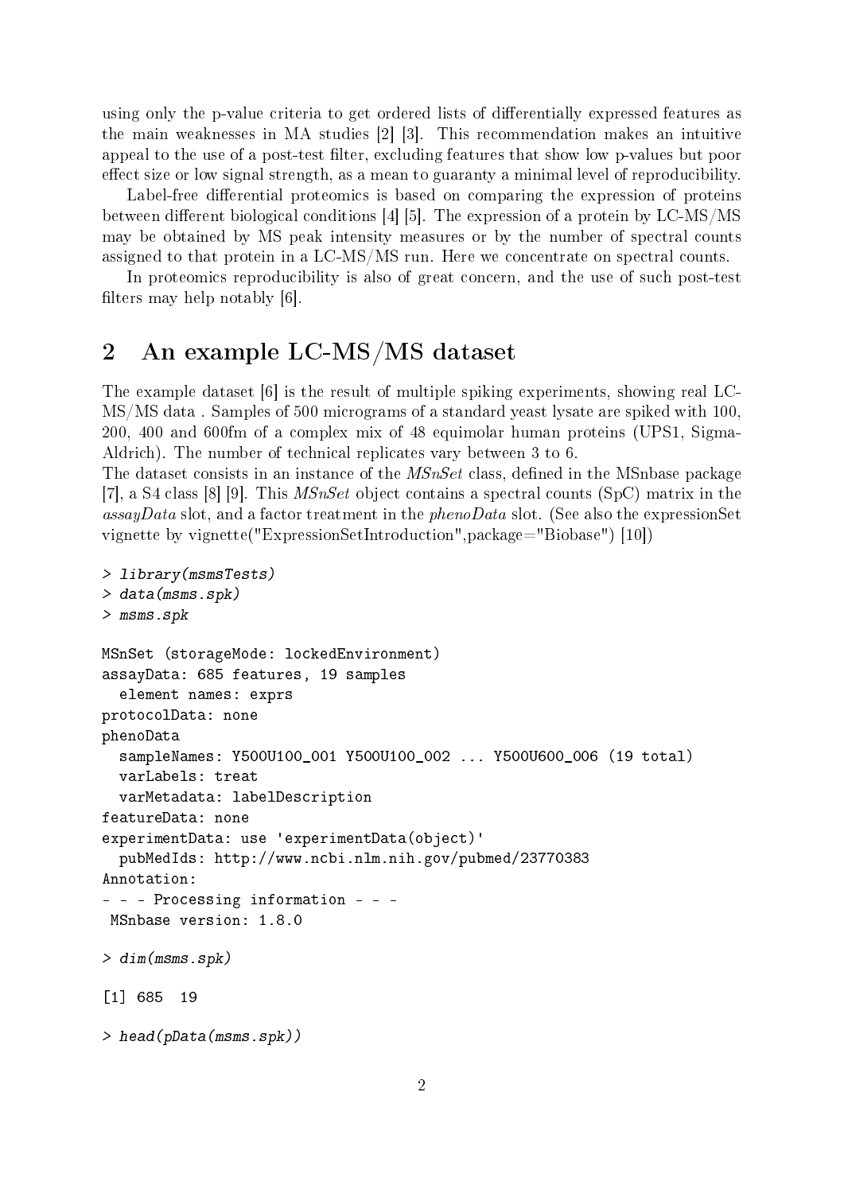using only the p-value criteria to get ordered lists of differentially expressed features as the main weaknesses in MA studies [2] [3]. This recommendation makes an intuitive appeal to the use of a post-test filter, excluding features that show low p-values but poor effect size or low signal strength, as a mean to guaranty a minimal level of reproducibility.

Label-free differential proteomics is based on comparing the expression of proteins between different biological conditions [4] [5]. The expression of a protein by LC-MS/MS may be obtained by MS peak intensity measures or by the number of spectral counts assigned to that protein in a LC-MS/MS run. Here we concentrate on spectral counts.

In proteomics reproducibility is also of great concern, and the use of such post-test filters may help notably [6].

## 2 An example LC-MS/MS dataset

The example dataset [6] is the result of multiple spiking experiments, showing real LC-MS/MS data . Samples of 500 micrograms of a standard yeast lysate are spiked with 100, 200, 400 and 600fm of a complex mix of 48 equimolar human proteins (UPS1, Sigma-Aldrich). The number of technical replicates vary between 3 to 6.

The dataset consists in an instance of the *MSnSet* class, defined in the MSnbase package [7], a S4 class [8] [9]. This *MSnSet* object contains a spectral counts (SpC) matrix in the *assayData* slot, and a factor treatment in the *phenoData* slot. (See also the expressionSet vignette by vignette("ExpressionSetIntroduction",package="Biobase") [10])

```
> library(msmsTests)
> data(msms.spk)
> msms.spk

MSnSet (storageMode: lockedEnvironment)
assayData: 685 features, 19 samples
  element names: exprs
protocolData: none
phenoData
  sampleNames: Y500U100_001 Y500U100_002 ... Y500U600_006 (19 total)
  varLabels: treat
  varMetadata: labelDescription
featureData: none
experimentData: use 'experimentData(object)'
  pubMedIds: http://www.ncbi.nlm.nih.gov/pubmed/23770383
Annotation:
- - - Processing information - - -
 MSnbase version: 1.8.0

> dim(msms.spk)

[1] 685  19

> head(pData(msms.spk))
```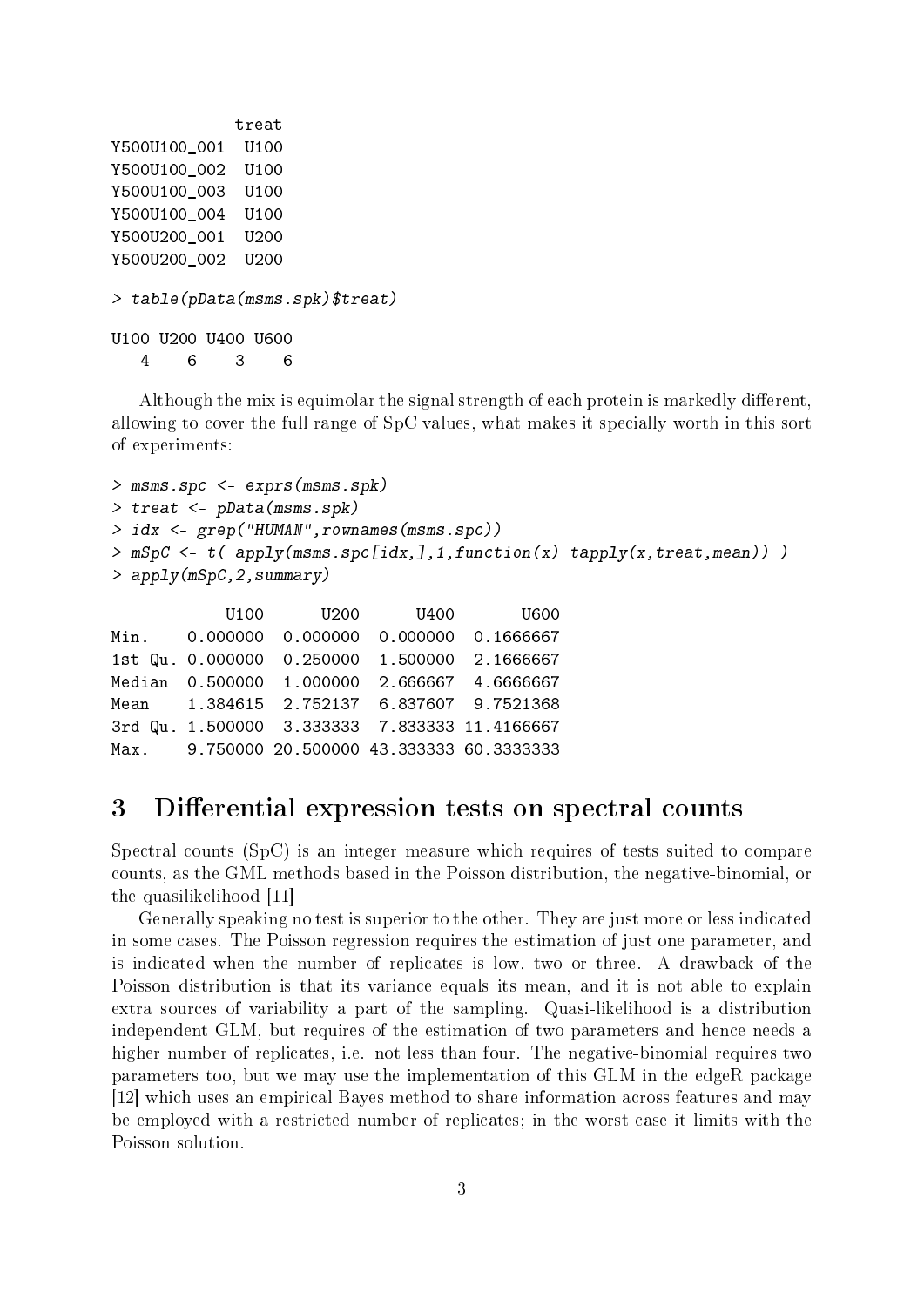```
            treat
Y500U100_001  U100
Y500U100_002  U100
Y500U100_003  U100
Y500U100_004  U100
Y500U200_001  U200
Y500U200_002  U200
```

```
> table(pData(msms.spk)$treat)

U100 U200 U400 U600
   4    6    3    6
```

Although the mix is equimolar the signal strength of each protein is markedly different, allowing to cover the full range of SpC values, what makes it specially worth in this sort of experiments:

```
> msms.spc <- exprs(msms.spk)
> treat <- pData(msms.spk)
> idx <- grep("HUMAN",rownames(msms.spc))
> mSpC <- t( apply(msms.spc[idx,],1,function(x) tapply(x,treat,mean)) )
> apply(mSpC,2,summary)

            U100      U200      U400       U600
Min.    0.000000  0.000000  0.000000  0.1666667
1st Qu. 0.000000  0.250000  1.500000  2.1666667
Median  0.500000  1.000000  2.666667  4.6666667
Mean    1.384615  2.752137  6.837607  9.7521368
3rd Qu. 1.500000  3.333333  7.833333 11.4166667
Max.    9.750000 20.500000 43.333333 60.3333333
```

# 3 Differential expression tests on spectral counts

Spectral counts (SpC) is an integer measure which requires of tests suited to compare counts, as the GML methods based in the Poisson distribution, the negative-binomial, or the quasilikelihood [11]

Generally speaking no test is superior to the other. They are just more or less indicated in some cases. The Poisson regression requires the estimation of just one parameter, and is indicated when the number of replicates is low, two or three. A drawback of the Poisson distribution is that its variance equals its mean, and it is not able to explain extra sources of variability a part of the sampling. Quasi-likelihood is a distribution independent GLM, but requires of the estimation of two parameters and hence needs a higher number of replicates, i.e. not less than four. The negative-binomial requires two parameters too, but we may use the implementation of this GLM in the edgeR package [12] which uses an empirical Bayes method to share information across features and may be employed with a restricted number of replicates; in the worst case it limits with the Poisson solution.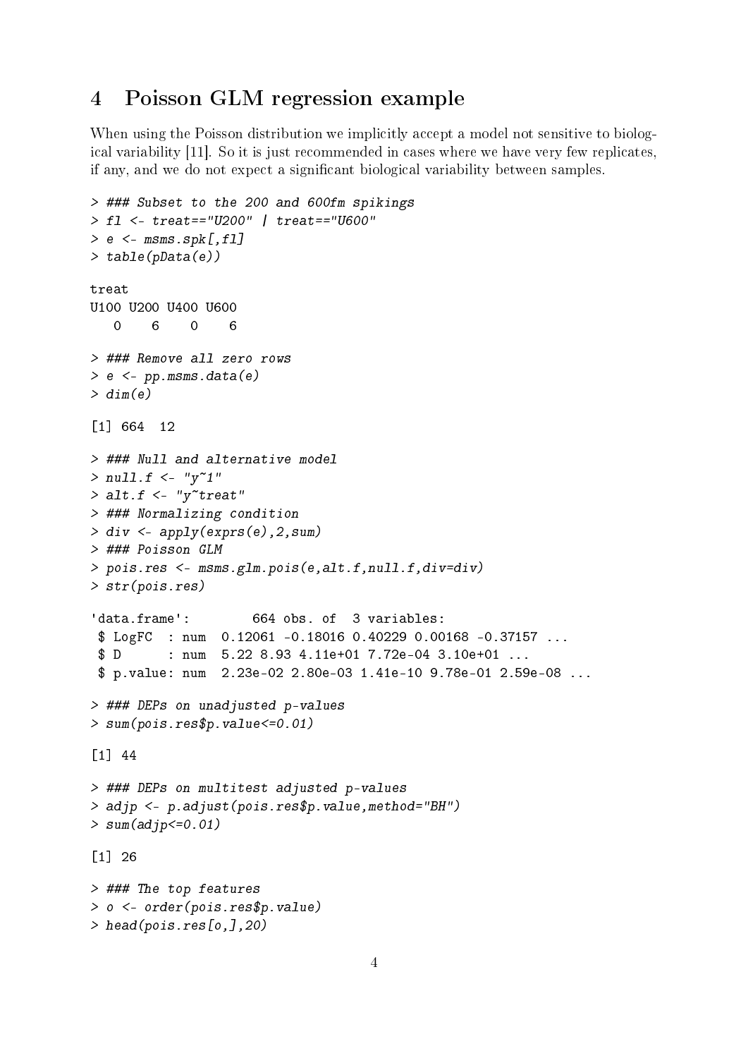## 4 Poisson GLM regression example

When using the Poisson distribution we implicitly accept a model not sensitive to biological variability [11]. So it is just recommended in cases where we have very few replicates, if any, and we do not expect a significant biological variability between samples.

```
> ### Subset to the 200 and 600fm spikings
> fl <- treat=="U200" | treat=="U600"
> e <- msms.spk[,fl]
> table(pData(e))

treat
U100 U200 U400 U600
   0    6    0    6

> ### Remove all zero rows
> e <- pp.msms.data(e)
> dim(e)

[1] 664  12

> ### Null and alternative model
> null.f <- "y~1"
> alt.f <- "y~treat"
> ### Normalizing condition
> div <- apply(exprs(e),2,sum)
> ### Poisson GLM
> pois.res <- msms.glm.pois(e,alt.f,null.f,div=div)
> str(pois.res)

'data.frame':        664 obs. of  3 variables:
 $ LogFC  : num  0.12061 -0.18016 0.40229 0.00168 -0.37157 ...
 $ D      : num  5.22 8.93 4.11e+01 7.72e-04 3.10e+01 ...
 $ p.value: num  2.23e-02 2.80e-03 1.41e-10 9.78e-01 2.59e-08 ...

> ### DEPs on unadjusted p-values
> sum(pois.res$p.value<=0.01)

[1] 44

> ### DEPs on multitest adjusted p-values
> adjp <- p.adjust(pois.res$p.value,method="BH")
> sum(adjp<=0.01)

[1] 26

> ### The top features
> o <- order(pois.res$p.value)
> head(pois.res[o,],20)
```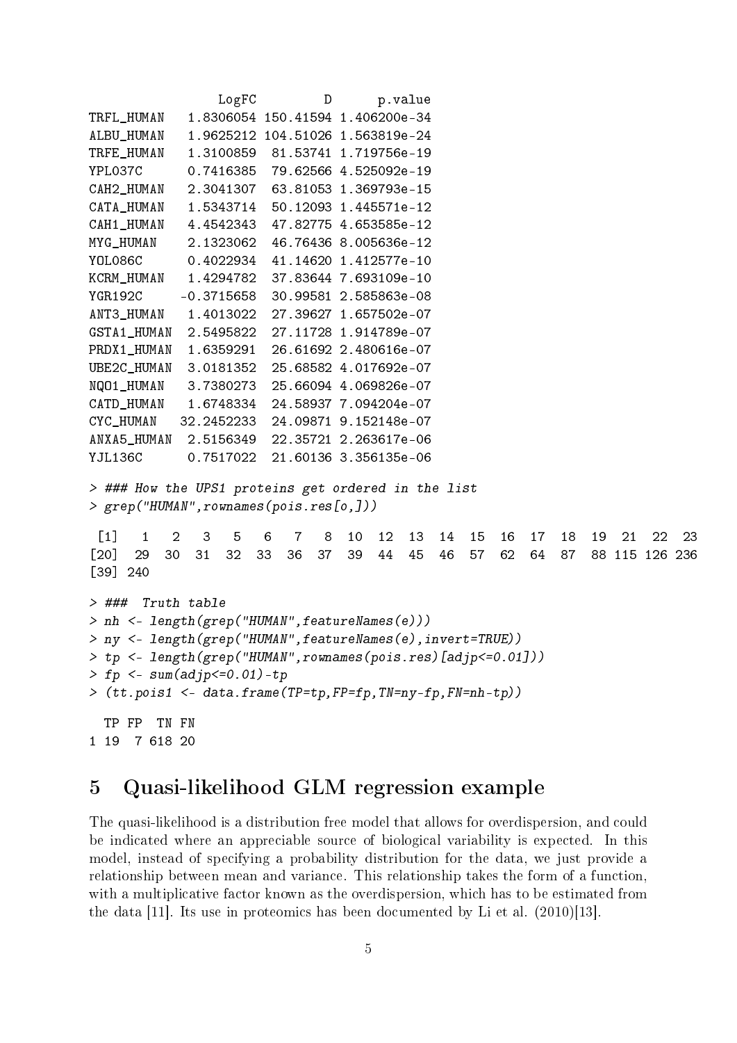```
              LogFC         D      p.value
TRFL_HUMAN   1.8306054 150.41594 1.406200e-34
ALBU_HUMAN   1.9625212 104.51026 1.563819e-24
TRFE_HUMAN   1.3100859  81.53741 1.719756e-19
YPL037C      0.7416385  79.62566 4.525092e-19
CAH2_HUMAN   2.3041307  63.81053 1.369793e-15
CATA_HUMAN   1.5343714  50.12093 1.445571e-12
CAH1_HUMAN   4.4542343  47.82775 4.653585e-12
MYG_HUMAN    2.1323062  46.76436 8.005636e-12
YOL086C      0.4022934  41.14620 1.412577e-10
KCRM_HUMAN   1.4294782  37.83644 7.693109e-10
YGR192C     -0.3715658  30.99581 2.585863e-08
ANT3_HUMAN   1.4013022  27.39627 1.657502e-07
GSTA1_HUMAN  2.5495822  27.11728 1.914789e-07
PRDX1_HUMAN  1.6359291  26.61692 2.480616e-07
UBE2C_HUMAN  3.0181352  25.68582 4.017692e-07
NQO1_HUMAN   3.7380273  25.66094 4.069826e-07
CATD_HUMAN   1.6748334  24.58937 7.094204e-07
CYC_HUMAN   32.2452233  24.09871 9.152148e-07
ANXA5_HUMAN  2.5156349  22.35721 2.263617e-06
YJL136C      0.7517022  21.60136 3.356135e-06

> ### How the UPS1 proteins get ordered in the list
> grep("HUMAN",rownames(pois.res[o,]))

 [1]   1   2   3   5   6   7   8  10  12  13  14  15  16  17  18  19  21  22  23
[20]  29  30  31  32  33  36  37  39  44  45  46  57  62  64  87  88 115 126 236
[39] 240

> ###  Truth table
> nh <- length(grep("HUMAN",featureNames(e)))
> ny <- length(grep("HUMAN",featureNames(e),invert=TRUE))
> tp <- length(grep("HUMAN",rownames(pois.res)[adjp<=0.01]))
> fp <- sum(adjp<=0.01)-tp
> (tt.pois1 <- data.frame(TP=tp,FP=fp,TN=ny-fp,FN=nh-tp))

  TP FP  TN FN
1 19  7 618 20
```

## 5 Quasi-likelihood GLM regression example

The quasi-likelihood is a distribution free model that allows for overdispersion, and could be indicated where an appreciable source of biological variability is expected. In this model, instead of specifying a probability distribution for the data, we just provide a relationship between mean and variance. This relationship takes the form of a function, with a multiplicative factor known as the overdispersion, which has to be estimated from the data [11]. Its use in proteomics has been documented by Li et al. (2010)[13].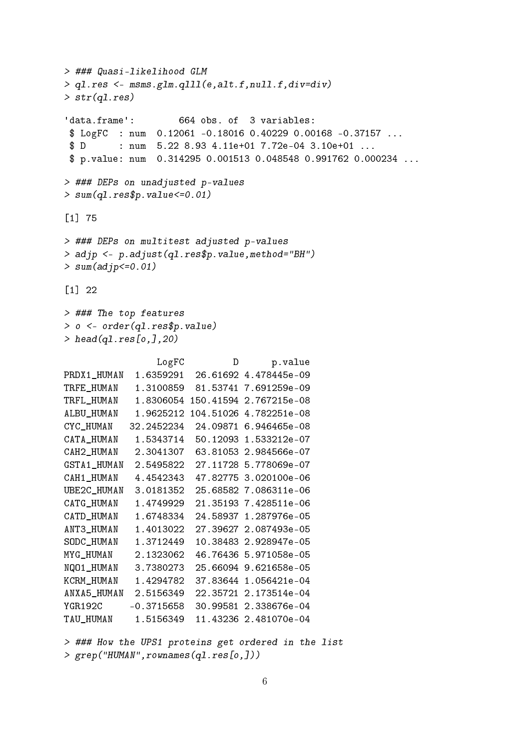```
> ### Quasi-likelihood GLM
> ql.res <- msms.glm.qlll(e,alt.f,null.f,div=div)
> str(ql.res)

'data.frame':        664 obs. of  3 variables:
 $ LogFC  : num  0.12061 -0.18016 0.40229 0.00168 -0.37157 ...
 $ D      : num  5.22 8.93 4.11e+01 7.72e-04 3.10e+01 ...
 $ p.value: num  0.314295 0.001513 0.048548 0.991762 0.000234 ...

> ### DEPs on unadjusted p-values
> sum(ql.res$p.value<=0.01)

[1] 75

> ### DEPs on multitest adjusted p-values
> adjp <- p.adjust(ql.res$p.value,method="BH")
> sum(adjp<=0.01)

[1] 22

> ### The top features
> o <- order(ql.res$p.value)
> head(ql.res[o,],20)

                 LogFC         D      p.value
PRDX1_HUMAN  1.6359291  26.61692 4.478445e-09
TRFE_HUMAN   1.3100859  81.53741 7.691259e-09
TRFL_HUMAN   1.8306054 150.41594 2.767215e-08
ALBU_HUMAN   1.9625212 104.51026 4.782251e-08
CYC_HUMAN   32.2452234  24.09871 6.946465e-08
CATA_HUMAN   1.5343714  50.12093 1.533212e-07
CAH2_HUMAN   2.3041307  63.81053 2.984566e-07
GSTA1_HUMAN  2.5495822  27.11728 5.778069e-07
CAH1_HUMAN   4.4542343  47.82775 3.020100e-06
UBE2C_HUMAN  3.0181352  25.68582 7.086311e-06
CATG_HUMAN   1.4749929  21.35193 7.428511e-06
CATD_HUMAN   1.6748334  24.58937 1.287976e-05
ANT3_HUMAN   1.4013022  27.39627 2.087493e-05
SODC_HUMAN   1.3712449  10.38483 2.928947e-05
MYG_HUMAN    2.1323062  46.76436 5.971058e-05
NQO1_HUMAN   3.7380273  25.66094 9.621658e-05
KCRM_HUMAN   1.4294782  37.83644 1.056421e-04
ANXA5_HUMAN  2.5156349  22.35721 2.173514e-04
YGR192C     -0.3715658  30.99581 2.338676e-04
TAU_HUMAN    1.5156349  11.43236 2.481070e-04

> ### How the UPS1 proteins get ordered in the list
> grep("HUMAN",rownames(ql.res[o,]))
```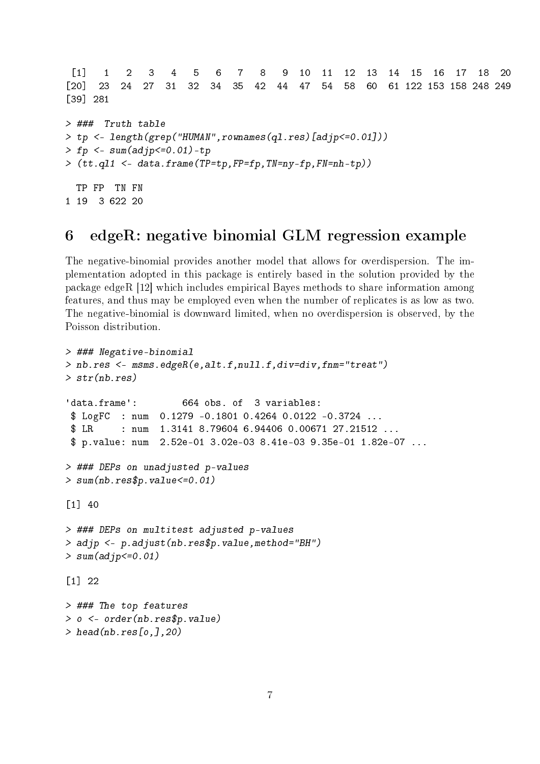```
 [1]   1   2   3   4   5   6   7   8   9  10  11  12  13  14  15  16  17  18  20
[20]  23  24  27  31  32  34  35  42  44  47  54  58  60  61 122 153 158 248 249
[39] 281

> ###  Truth table
> tp <- length(grep("HUMAN",rownames(ql.res)[adjp<=0.01]))
> fp <- sum(adjp<=0.01)-tp
> (tt.ql1 <- data.frame(TP=tp,FP=fp,TN=ny-fp,FN=nh-tp))

  TP FP  TN FN
1 19  3 622 20
```

## 6 edgeR: negative binomial GLM regression example

The negative-binomial provides another model that allows for overdispersion. The implementation adopted in this package is entirely based in the solution provided by the package edgeR [12] which includes empirical Bayes methods to share information among features, and thus may be employed even when the number of replicates is as low as two. The negative-binomial is downward limited, when no overdispersion is observed, by the Poisson distribution.

```
> ### Negative-binomial
> nb.res <- msms.edgeR(e,alt.f,null.f,div=div,fnm="treat")
> str(nb.res)

'data.frame':        664 obs. of  3 variables:
 $ LogFC  : num  0.1279 -0.1801 0.4264 0.0122 -0.3724 ...
 $ LR     : num  1.3141 8.79604 6.94406 0.00671 27.21512 ...
 $ p.value: num  2.52e-01 3.02e-03 8.41e-03 9.35e-01 1.82e-07 ...

> ### DEPs on unadjusted p-values
> sum(nb.res$p.value<=0.01)

[1] 40

> ### DEPs on multitest adjusted p-values
> adjp <- p.adjust(nb.res$p.value,method="BH")
> sum(adjp<=0.01)

[1] 22

> ### The top features
> o <- order(nb.res$p.value)
> head(nb.res[o,],20)
```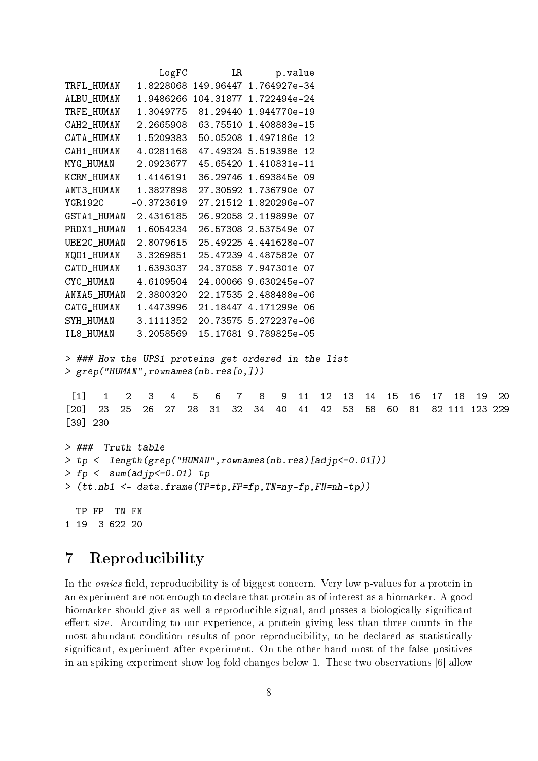```
              LogFC        LR      p.value
TRFL_HUMAN   1.8228068 149.96447 1.764927e-34
ALBU_HUMAN   1.9486266 104.31877 1.722494e-24
TRFE_HUMAN   1.3049775  81.29440 1.944770e-19
CAH2_HUMAN   2.2665908  63.75510 1.408883e-15
CATA_HUMAN   1.5209383  50.05208 1.497186e-12
CAH1_HUMAN   4.0281168  47.49324 5.519398e-12
MYG_HUMAN    2.0923677  45.65420 1.410831e-11
KCRM_HUMAN   1.4146191  36.29746 1.693845e-09
ANT3_HUMAN   1.3827898  27.30592 1.736790e-07
YGR192C     -0.3723619  27.21512 1.820296e-07
GSTA1_HUMAN  2.4316185  26.92058 2.119899e-07
PRDX1_HUMAN  1.6054234  26.57308 2.537549e-07
UBE2C_HUMAN  2.8079615  25.49225 4.441628e-07
NQO1_HUMAN   3.3269851  25.47239 4.487582e-07
CATD_HUMAN   1.6393037  24.37058 7.947301e-07
CYC_HUMAN    4.6109504  24.00066 9.630245e-07
ANXA5_HUMAN  2.3800320  22.17535 2.488488e-06
CATG_HUMAN   1.4473996  21.18447 4.171299e-06
SYH_HUMAN    3.1111352  20.73575 5.272237e-06
IL8_HUMAN    3.2058569  15.17681 9.789825e-05

> ### How the UPS1 proteins get ordered in the list
> grep("HUMAN",rownames(nb.res[o,]))

 [1]   1   2   3   4   5   6   7   8   9  11  12  13  14  15  16  17  18  19  20
[20]  23  25  26  27  28  31  32  34  40  41  42  53  58  60  81  82 111 123 229
[39] 230

> ###  Truth table
> tp <- length(grep("HUMAN",rownames(nb.res)[adjp<=0.01]))
> fp <- sum(adjp<=0.01)-tp
> (tt.nb1 <- data.frame(TP=tp,FP=fp,TN=ny-fp,FN=nh-tp))

  TP FP  TN FN
1 19  3 622 20
```

# 7 Reproducibility

In the *omics* field, reproducibility is of biggest concern. Very low p-values for a protein in an experiment are not enough to declare that protein as of interest as a biomarker. A good biomarker should give as well a reproducible signal, and posses a biologically significant effect size. According to our experience, a protein giving less than three counts in the most abundant condition results of poor reproducibility, to be declared as statistically significant, experiment after experiment. On the other hand most of the false positives in an spiking experiment show log fold changes below 1. These two observations [6] allow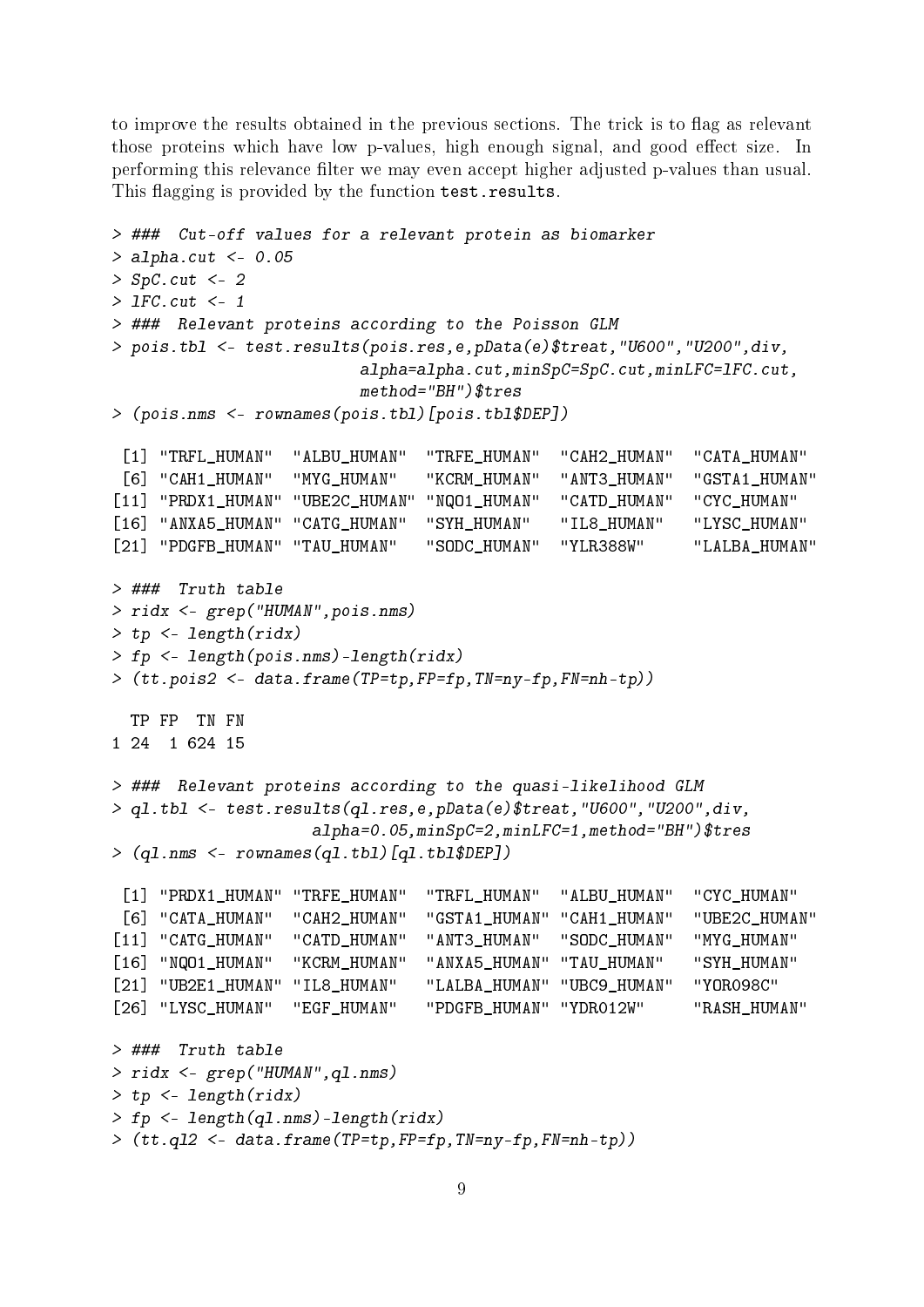to improve the results obtained in the previous sections. The trick is to flag as relevant those proteins which have low p-values, high enough signal, and good effect size. In performing this relevance filter we may even accept higher adjusted p-values than usual. This flagging is provided by the function test.results.

```
> ###  Cut-off values for a relevant protein as biomarker
> alpha.cut <- 0.05
> SpC.cut <- 2
> lFC.cut <- 1
> ###  Relevant proteins according to the Poisson GLM
> pois.tbl <- test.results(pois.res,e,pData(e)$treat,"U600","U200",div,
                          alpha=alpha.cut,minSpC=SpC.cut,minLFC=lFC.cut,
                          method="BH")$tres
> (pois.nms <- rownames(pois.tbl)[pois.tbl$DEP])

 [1] "TRFL_HUMAN"  "ALBU_HUMAN"  "TRFE_HUMAN"  "CAH2_HUMAN"  "CATA_HUMAN"
 [6] "CAH1_HUMAN"  "MYG_HUMAN"   "KCRM_HUMAN"  "ANT3_HUMAN"  "GSTA1_HUMAN"
[11] "PRDX1_HUMAN" "UBE2C_HUMAN" "NQO1_HUMAN"  "CATD_HUMAN"  "CYC_HUMAN"
[16] "ANXA5_HUMAN" "CATG_HUMAN"  "SYH_HUMAN"   "IL8_HUMAN"   "LYSC_HUMAN"
[21] "PDGFB_HUMAN" "TAU_HUMAN"   "SODC_HUMAN"  "YLR388W"     "LALBA_HUMAN"

> ###  Truth table
> ridx <- grep("HUMAN",pois.nms)
> tp <- length(ridx)
> fp <- length(pois.nms)-length(ridx)
> (tt.pois2 <- data.frame(TP=tp,FP=fp,TN=ny-fp,FN=nh-tp))

  TP FP  TN FN
1 24  1 624 15

> ###  Relevant proteins according to the quasi-likelihood GLM
> ql.tbl <- test.results(ql.res,e,pData(e)$treat,"U600","U200",div,
                    alpha=0.05,minSpC=2,minLFC=1,method="BH")$tres
> (ql.nms <- rownames(ql.tbl)[ql.tbl$DEP])

 [1] "PRDX1_HUMAN" "TRFE_HUMAN"  "TRFL_HUMAN"  "ALBU_HUMAN"  "CYC_HUMAN"
 [6] "CATA_HUMAN"  "CAH2_HUMAN"  "GSTA1_HUMAN" "CAH1_HUMAN"  "UBE2C_HUMAN"
[11] "CATG_HUMAN"  "CATD_HUMAN"  "ANT3_HUMAN"  "SODC_HUMAN"  "MYG_HUMAN"
[16] "NQO1_HUMAN"  "KCRM_HUMAN"  "ANXA5_HUMAN" "TAU_HUMAN"   "SYH_HUMAN"
[21] "UB2E1_HUMAN" "IL8_HUMAN"   "LALBA_HUMAN" "UBC9_HUMAN"  "YOR098C"
[26] "LYSC_HUMAN"  "EGF_HUMAN"   "PDGFB_HUMAN" "YDR012W"     "RASH_HUMAN"

> ###  Truth table
> ridx <- grep("HUMAN",ql.nms)
> tp <- length(ridx)
> fp <- length(ql.nms)-length(ridx)
> (tt.ql2 <- data.frame(TP=tp,FP=fp,TN=ny-fp,FN=nh-tp))
```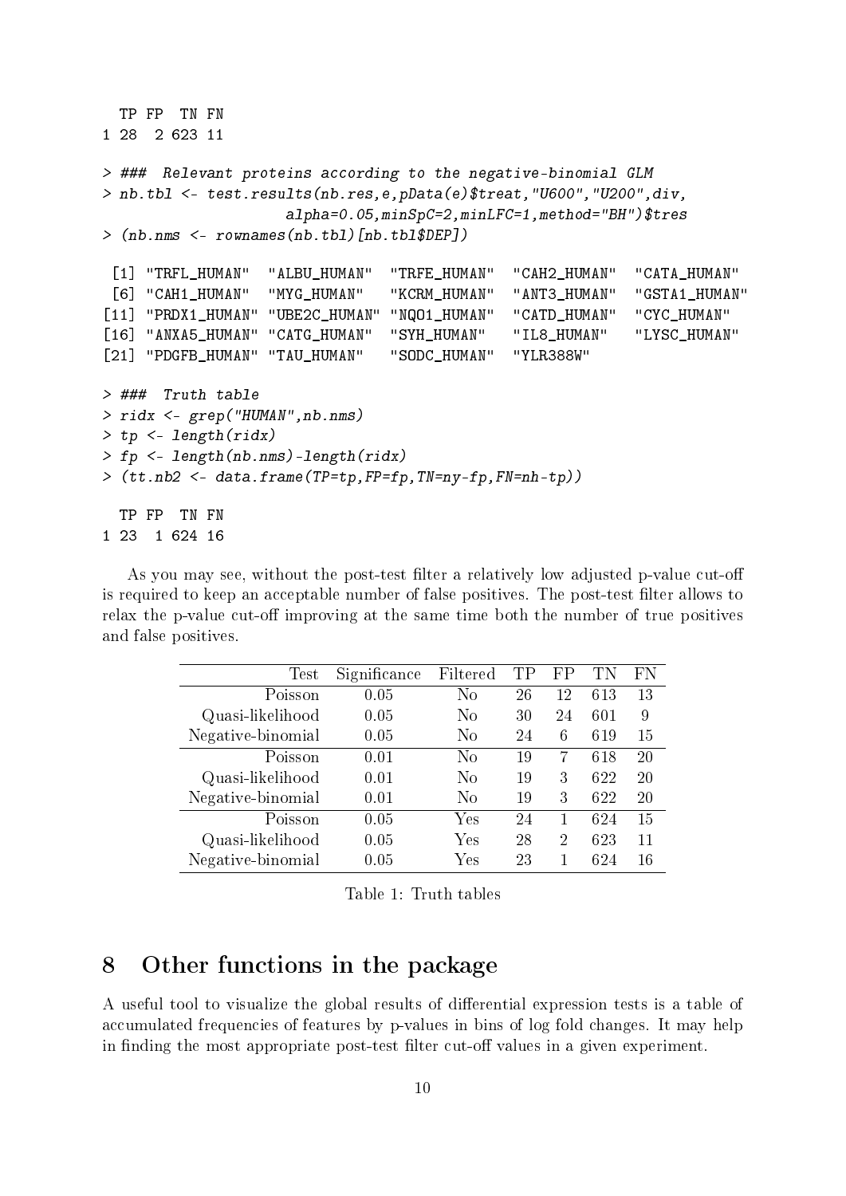```
  TP FP  TN FN
1 28  2 623 11

> ###  Relevant proteins according to the negative-binomial GLM
> nb.tbl <- test.results(nb.res,e,pData(e)$treat,"U600","U200",div,
                   alpha=0.05,minSpC=2,minLFC=1,method="BH")$tres
> (nb.nms <- rownames(nb.tbl)[nb.tbl$DEP])

 [1] "TRFL_HUMAN"  "ALBU_HUMAN"  "TRFE_HUMAN"  "CAH2_HUMAN"  "CATA_HUMAN"
 [6] "CAH1_HUMAN"  "MYG_HUMAN"   "KCRM_HUMAN"  "ANT3_HUMAN"  "GSTA1_HUMAN"
[11] "PRDX1_HUMAN" "UBE2C_HUMAN" "NQO1_HUMAN"  "CATD_HUMAN"  "CYC_HUMAN"
[16] "ANXA5_HUMAN" "CATG_HUMAN"  "SYH_HUMAN"   "IL8_HUMAN"   "LYSC_HUMAN"
[21] "PDGFB_HUMAN" "TAU_HUMAN"   "SODC_HUMAN"  "YLR388W"

> ###  Truth table
> ridx <- grep("HUMAN",nb.nms)
> tp <- length(ridx)
> fp <- length(nb.nms)-length(ridx)
> (tt.nb2 <- data.frame(TP=tp,FP=fp,TN=ny-fp,FN=nh-tp))

  TP FP  TN FN
1 23  1 624 16
```

As you may see, without the post-test filter a relatively low adjusted p-value cut-off is required to keep an acceptable number of false positives. The post-test filter allows to relax the p-value cut-off improving at the same time both the number of true positives and false positives.

| Test | Significance | Filtered | TP | FP | TN | FN |
|---|---|---|---|---|---|---|
| Poisson | 0.05 | No | 26 | 12 | 613 | 13 |
| Quasi-likelihood | 0.05 | No | 30 | 24 | 601 | 9 |
| Negative-binomial | 0.05 | No | 24 | 6 | 619 | 15 |
| Poisson | 0.01 | No | 19 | 7 | 618 | 20 |
| Quasi-likelihood | 0.01 | No | 19 | 3 | 622 | 20 |
| Negative-binomial | 0.01 | No | 19 | 3 | 622 | 20 |
| Poisson | 0.05 | Yes | 24 | 1 | 624 | 15 |
| Quasi-likelihood | 0.05 | Yes | 28 | 2 | 623 | 11 |
| Negative-binomial | 0.05 | Yes | 23 | 1 | 624 | 16 |

Table 1: Truth tables

# 8 Other functions in the package

A useful tool to visualize the global results of differential expression tests is a table of accumulated frequencies of features by p-values in bins of log fold changes. It may help in finding the most appropriate post-test filter cut-off values in a given experiment.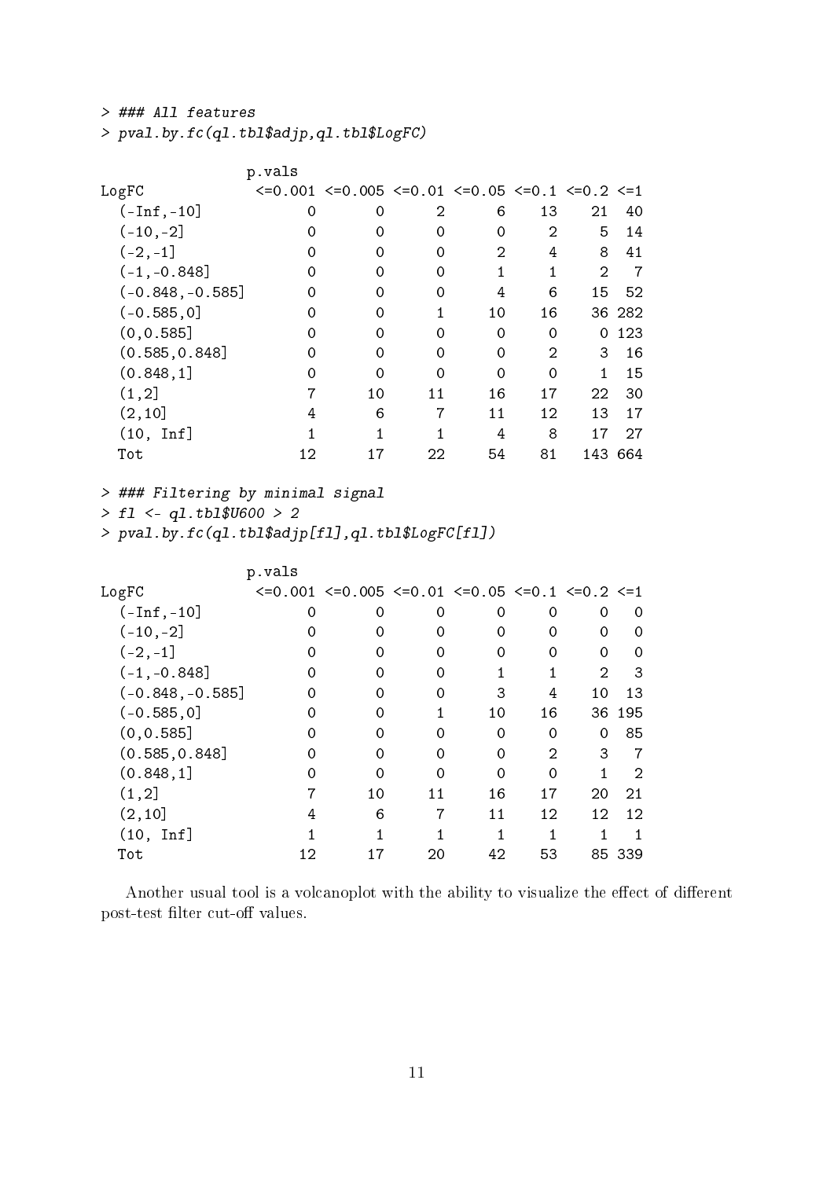```
> ### All features
> pval.by.fc(ql.tbl$adjp,ql.tbl$LogFC)

                p.vals
LogFC             <=0.001 <=0.005 <=0.01 <=0.05 <=0.1 <=0.2 <=1
  (-Inf,-10]            0       0      2      6    13    21  40
  (-10,-2]              0       0      0      0     2     5  14
  (-2,-1]               0       0      0      2     4     8  41
  (-1,-0.848]           0       0      0      1     1     2   7
  (-0.848,-0.585]       0       0      0      4     6    15  52
  (-0.585,0]            0       0      1     10    16    36 282
  (0,0.585]             0       0      0      0     0     0 123
  (0.585,0.848]         0       0      0      0     2     3  16
  (0.848,1]             0       0      0      0     0     1  15
  (1,2]                 7      10     11     16    17    22  30
  (2,10]                4       6      7     11    12    13  17
  (10, Inf]             1       1      1      4     8    17  27
  Tot                  12      17     22     54    81   143 664

> ### Filtering by minimal signal
> fl <- ql.tbl$U600 > 2
> pval.by.fc(ql.tbl$adjp[fl],ql.tbl$LogFC[fl])

                p.vals
LogFC             <=0.001 <=0.005 <=0.01 <=0.05 <=0.1 <=0.2 <=1
  (-Inf,-10]            0       0      0      0     0     0   0
  (-10,-2]              0       0      0      0     0     0   0
  (-2,-1]               0       0      0      0     0     0   0
  (-1,-0.848]           0       0      0      1     1     2   3
  (-0.848,-0.585]       0       0      0      3     4    10  13
  (-0.585,0]            0       0      1     10    16    36 195
  (0,0.585]             0       0      0      0     0     0  85
  (0.585,0.848]         0       0      0      0     2     3   7
  (0.848,1]             0       0      0      0     0     1   2
  (1,2]                 7      10     11     16    17    20  21
  (2,10]                4       6      7     11    12    12  12
  (10, Inf]             1       1      1      1     1     1   1
  Tot                  12      17     20     42    53    85 339
```

Another usual tool is a volcanoplot with the ability to visualize the effect of different post-test filter cut-off values.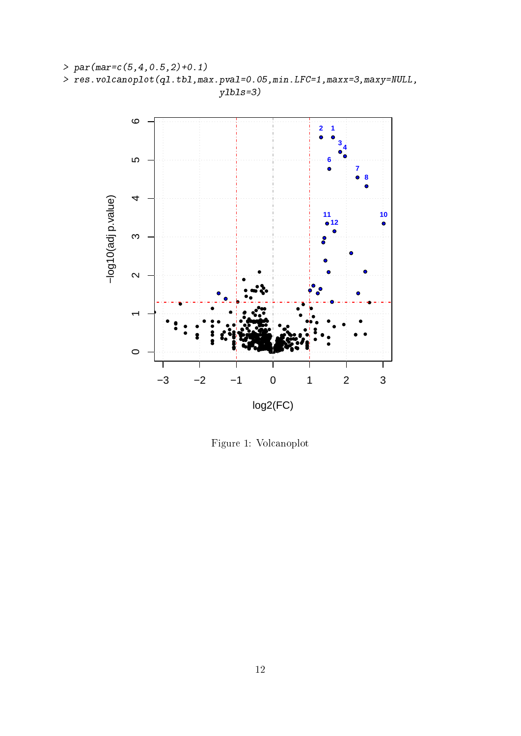```
> par(mar=c(5,4,0.5,2)+0.1)
> res.volcanoplot(ql.tbl,max.pval=0.05,min.LFC=1,maxx=3,maxy=NULL,
                  ylbls=3)
```

Figure 1: Volcanoplot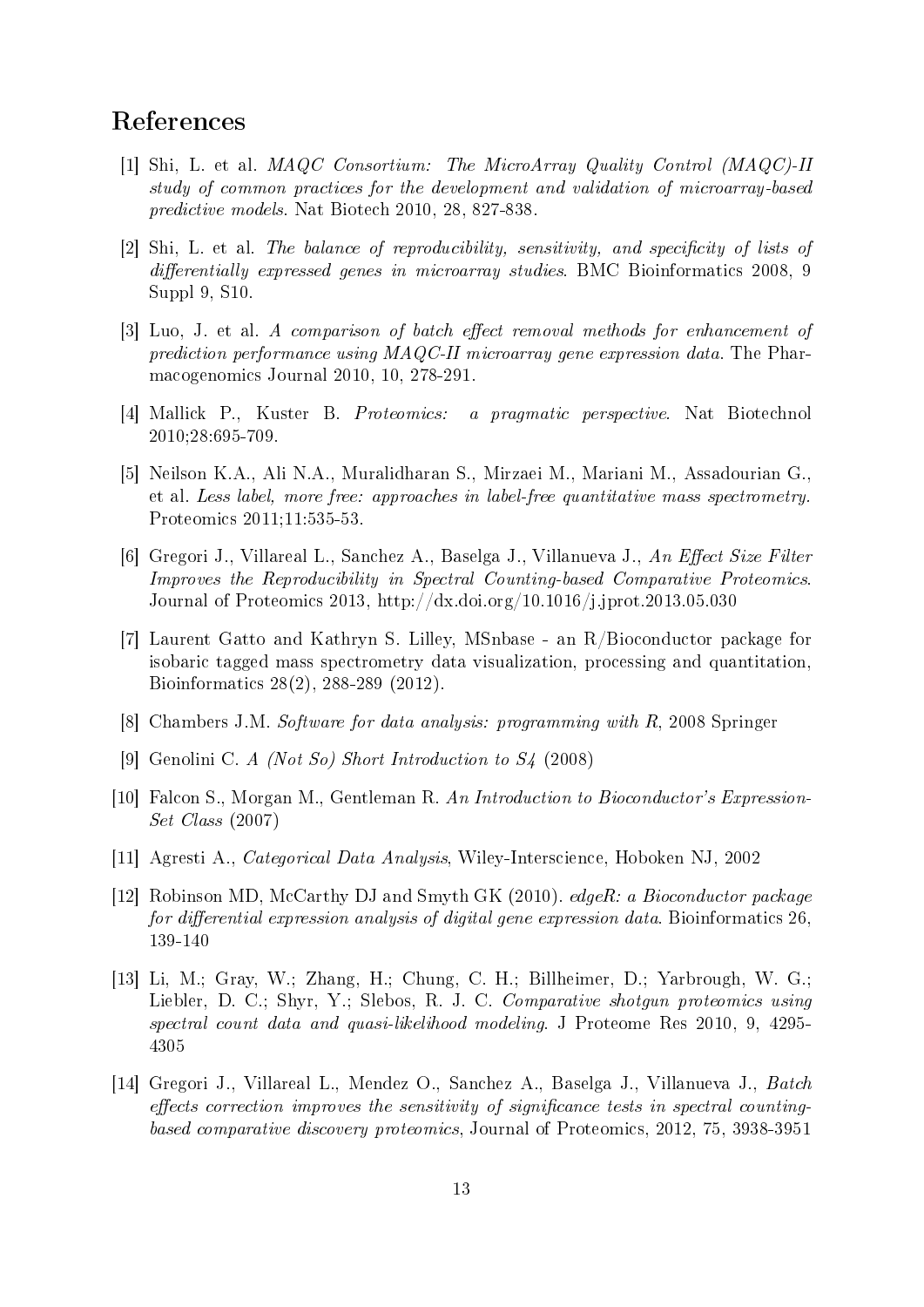# References

[1] Shi, L. et al. *MAQC Consortium: The MicroArray Quality Control (MAQC)-II study of common practices for the development and validation of microarray-based predictive models*. Nat Biotech 2010, 28, 827-838.

[2] Shi, L. et al. *The balance of reproducibility, sensitivity, and specificity of lists of differentially expressed genes in microarray studies*. BMC Bioinformatics 2008, 9 Suppl 9, S10.

[3] Luo, J. et al. *A comparison of batch effect removal methods for enhancement of prediction performance using MAQC-II microarray gene expression data*. The Pharmacogenomics Journal 2010, 10, 278-291.

[4] Mallick P., Kuster B. *Proteomics: a pragmatic perspective*. Nat Biotechnol 2010;28:695-709.

[5] Neilson K.A., Ali N.A., Muralidharan S., Mirzaei M., Mariani M., Assadourian G., et al. *Less label, more free: approaches in label-free quantitative mass spectrometry.* Proteomics 2011;11:535-53.

[6] Gregori J., Villareal L., Sanchez A., Baselga J., Villanueva J., *An Effect Size Filter Improves the Reproducibility in Spectral Counting-based Comparative Proteomics*. Journal of Proteomics 2013, http://dx.doi.org/10.1016/j.jprot.2013.05.030

[7] Laurent Gatto and Kathryn S. Lilley, MSnbase - an R/Bioconductor package for isobaric tagged mass spectrometry data visualization, processing and quantitation, Bioinformatics 28(2), 288-289 (2012).

[8] Chambers J.M. *Software for data analysis: programming with R*, 2008 Springer

[9] Genolini C. *A (Not So) Short Introduction to S4* (2008)

[10] Falcon S., Morgan M., Gentleman R. *An Introduction to Bioconductor's ExpressionSet Class* (2007)

[11] Agresti A., *Categorical Data Analysis*, Wiley-Interscience, Hoboken NJ, 2002

[12] Robinson MD, McCarthy DJ and Smyth GK (2010). *edgeR: a Bioconductor package for differential expression analysis of digital gene expression data*. Bioinformatics 26, 139-140

[13] Li, M.; Gray, W.; Zhang, H.; Chung, C. H.; Billheimer, D.; Yarbrough, W. G.; Liebler, D. C.; Shyr, Y.; Slebos, R. J. C. *Comparative shotgun proteomics using spectral count data and quasi-likelihood modeling*. J Proteome Res 2010, 9, 4295-4305

[14] Gregori J., Villareal L., Mendez O., Sanchez A., Baselga J., Villanueva J., *Batch effects correction improves the sensitivity of significance tests in spectral counting-based comparative discovery proteomics*, Journal of Proteomics, 2012, 75, 3938-3951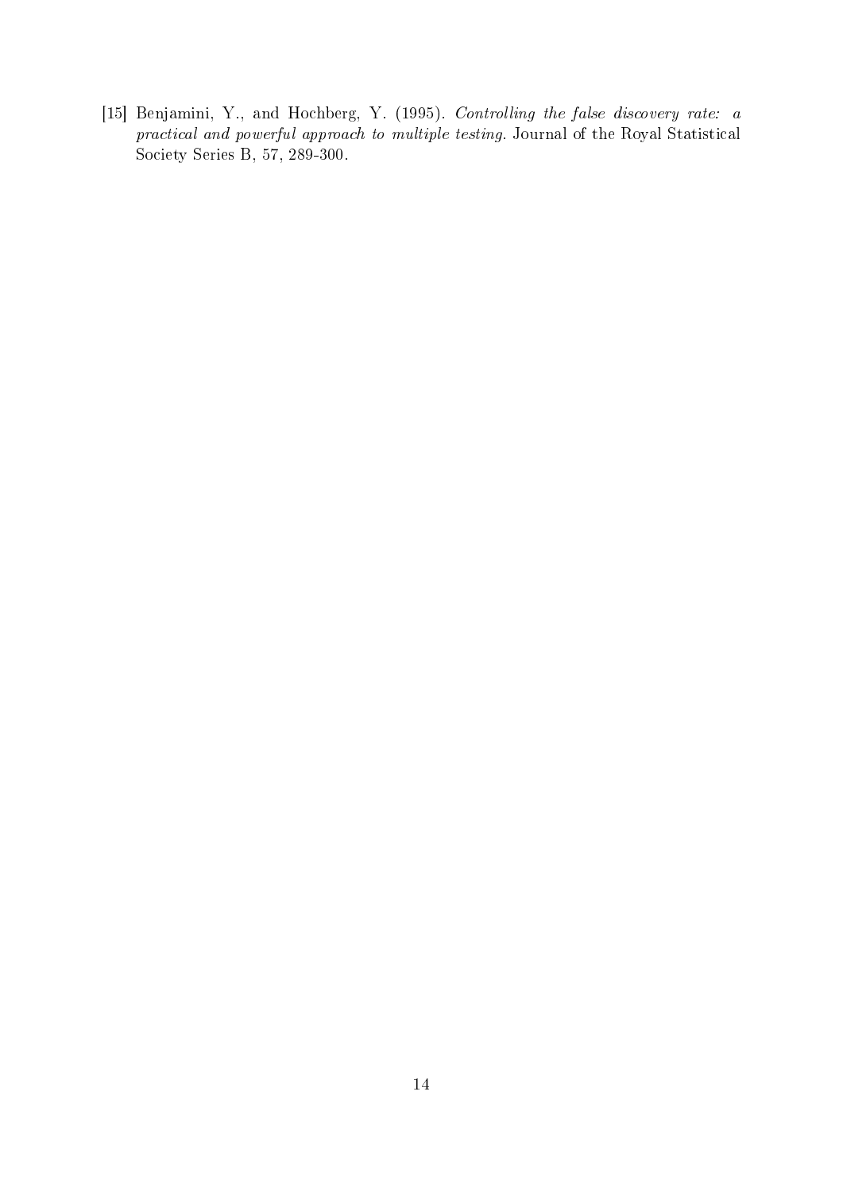[15] Benjamini, Y., and Hochberg, Y. (1995). *Controlling the false discovery rate: a practical and powerful approach to multiple testing*. Journal of the Royal Statistical Society Series B, 57, 289-300.